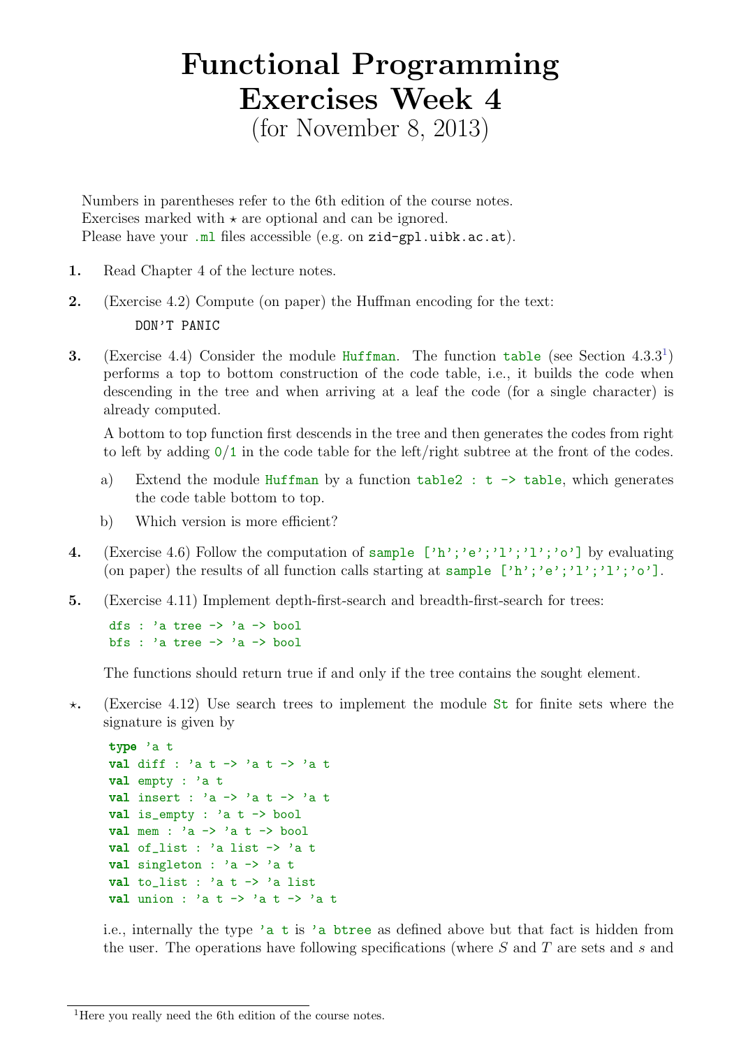# Functional Programming Exercises Week 4

(for November 8, 2013)

Numbers in parentheses refer to the 6th edition of the course notes.
Exercises marked with ⋆ are optional and can be ignored.
Please have your `.ml` files accessible (e.g. on `zid-gpl.uibk.ac.at`).

**1.** Read Chapter 4 of the lecture notes.

**2.** (Exercise 4.2) Compute (on paper) the Huffman encoding for the text:

```
DON'T PANIC
```

**3.** (Exercise 4.4) Consider the module `Huffman`. The function `table` (see Section 4.3.3[1]) performs a top to bottom construction of the code table, i.e., it builds the code when descending in the tree and when arriving at a leaf the code (for a single character) is already computed.

A bottom to top function first descends in the tree and then generates the codes from right to left by adding `0`/`1` in the code table for the left/right subtree at the front of the codes.

a) Extend the module `Huffman` by a function `table2 : t -> table`, which generates the code table bottom to top.

b) Which version is more efficient?

**4.** (Exercise 4.6) Follow the computation of `sample ['h';'e';'l';'l';'o']` by evaluating (on paper) the results of all function calls starting at `sample ['h';'e';'l';'l';'o']`.

**5.** (Exercise 4.11) Implement depth-first-search and breadth-first-search for trees:

```
dfs : 'a tree -> 'a -> bool
bfs : 'a tree -> 'a -> bool
```

The functions should return true if and only if the tree contains the sought element.

**⋆.** (Exercise 4.12) Use search trees to implement the module `St` for finite sets where the signature is given by

```
type 'a t
val diff : 'a t -> 'a t -> 'a t
val empty : 'a t
val insert : 'a -> 'a t -> 'a t
val is_empty : 'a t -> bool
val mem : 'a -> 'a t -> bool
val of_list : 'a list -> 'a t
val singleton : 'a -> 'a t
val to_list : 'a t -> 'a list
val union : 'a t -> 'a t -> 'a t
```

i.e., internally the type `'a t` is `'a btree` as defined above but that fact is hidden from the user. The operations have following specifications (where $S$ and $T$ are sets and $s$ and

[1] Here you really need the 6th edition of the course notes.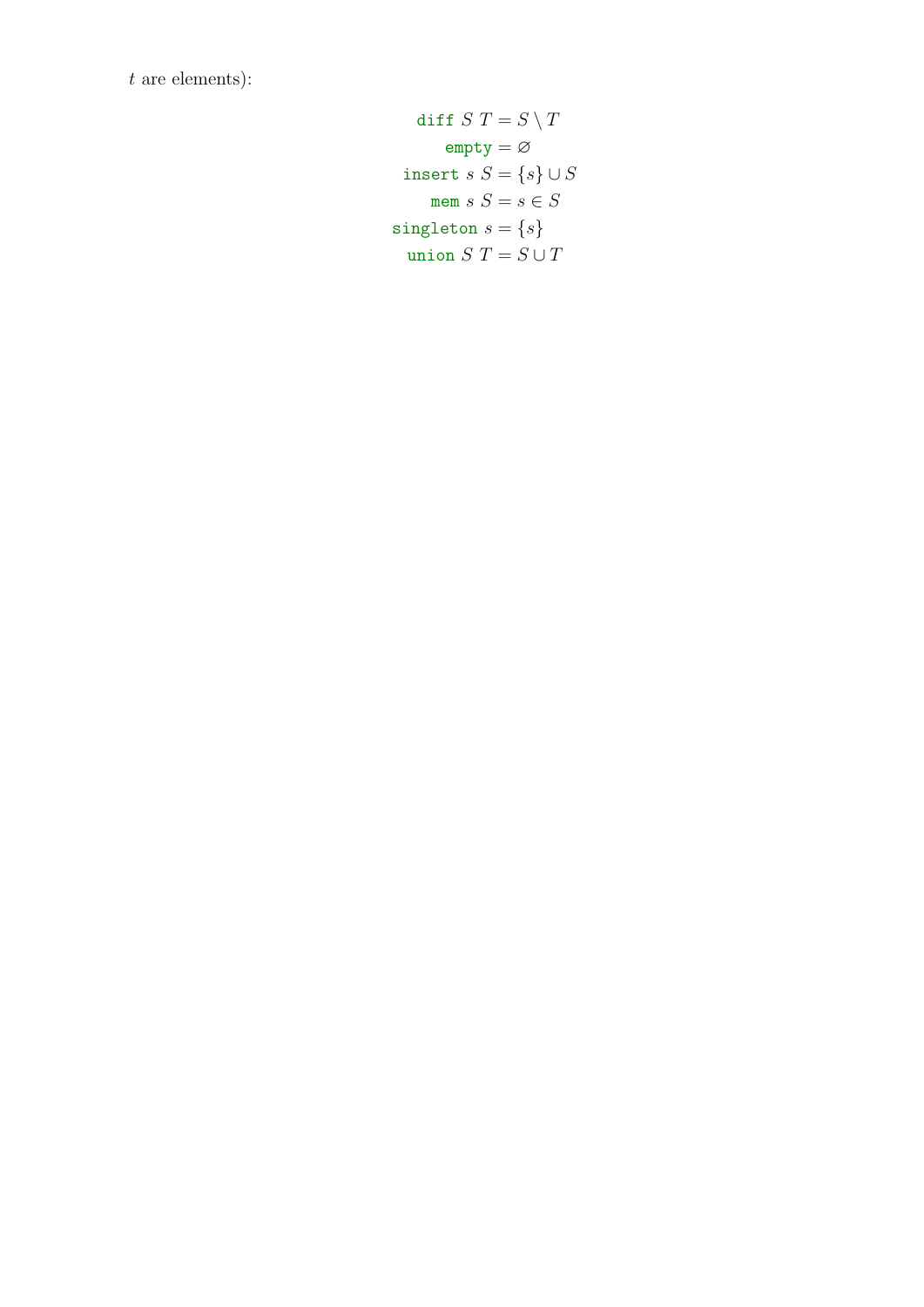$t$ are elements):

$$
\begin{aligned}
\texttt{diff}\ S\ T &= S \setminus T \\
\texttt{empty} &= \varnothing \\
\texttt{insert}\ s\ S &= \{s\} \cup S \\
\texttt{mem}\ s\ S &= s \in S \\
\texttt{singleton}\ s &= \{s\} \\
\texttt{union}\ S\ T &= S \cup T
\end{aligned}
$$